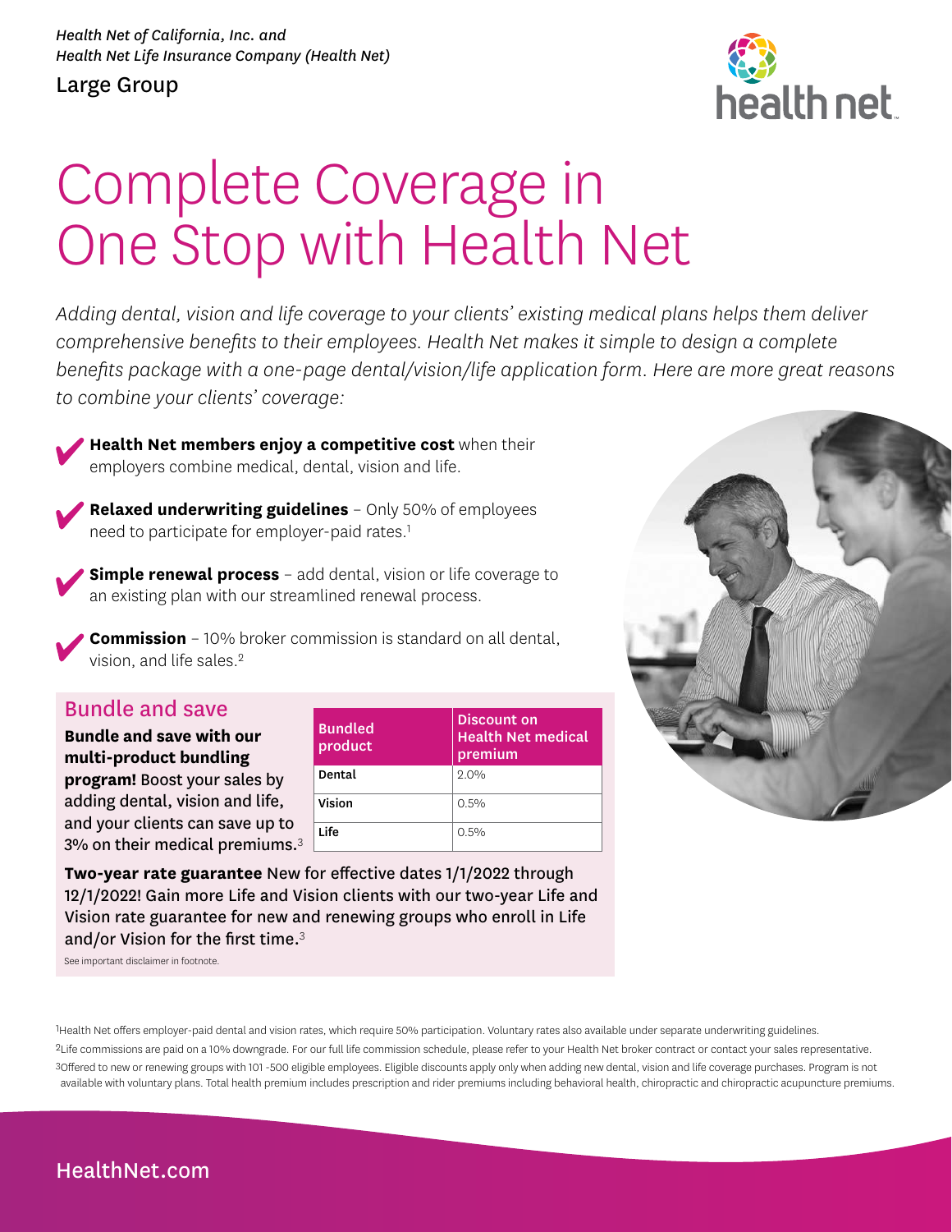*Health Net of California, Inc. and Health Net Life Insurance Company (Health Net)*

Large Group

# Complete Coverage in One Stop with Health Net

*Adding dental, vision and life coverage to your clients' existing medical plans helps them deliver comprehensive benefits to their employees. Health Net makes it simple to design a complete benefits package with a one-page dental/vision/life application form. Here are more great reasons to combine your clients' coverage:*

- **Health Net members enjoy a competitive cost** when their employers combine medical, dental, vision and life.
- **Relaxed underwriting guidelines** – Only 50% of employees need to participate for employer-paid rates.[1]
- **Simple renewal process** – add dental, vision or life coverage to an existing plan with our streamlined renewal process.
- **Commission** – 10% broker commission is standard on all dental, vision, and life sales.[2]

## Bundle and save

**Bundle and save with our multi-product bundling program!** Boost your sales by adding dental, vision and life, and your clients can save up to 3% on their medical premiums.[3]

| Bundled product | Discount on Health Net medical premium |
|---|---|
| Dental | 2.0% |
| Vision | 0.5% |
| Life | 0.5% |

**Two-year rate guarantee** New for effective dates 1/1/2022 through 12/1/2022! Gain more Life and Vision clients with our two-year Life and Vision rate guarantee for new and renewing groups who enroll in Life and/or Vision for the first time.[3]

See important disclaimer in footnote.

[1]Health Net offers employer-paid dental and vision rates, which require 50% participation. Voluntary rates also available under separate underwriting guidelines.

[2]Life commissions are paid on a 10% downgrade. For our full life commission schedule, please refer to your Health Net broker contract or contact your sales representative.

[3]Offered to new or renewing groups with 101 -500 eligible employees. Eligible discounts apply only when adding new dental, vision and life coverage purchases. Program is not available with voluntary plans. Total health premium includes prescription and rider premiums including behavioral health, chiropractic and chiropractic acupuncture premiums.

HealthNet.com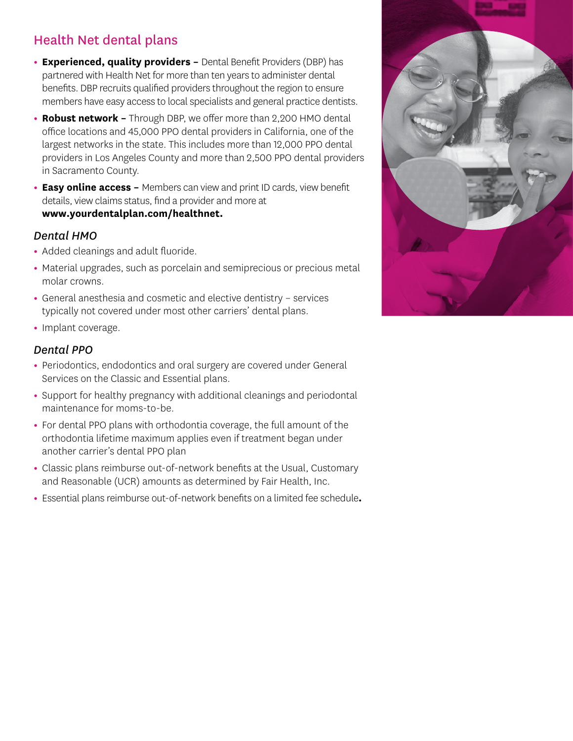## Health Net dental plans

- **Experienced, quality providers –** Dental Benefit Providers (DBP) has partnered with Health Net for more than ten years to administer dental benefits. DBP recruits qualified providers throughout the region to ensure members have easy access to local specialists and general practice dentists.
- **Robust network –** Through DBP, we offer more than 2,200 HMO dental office locations and 45,000 PPO dental providers in California, one of the largest networks in the state. This includes more than 12,000 PPO dental providers in Los Angeles County and more than 2,500 PPO dental providers in Sacramento County.
- **Easy online access –** Members can view and print ID cards, view benefit details, view claims status, find a provider and more at **www.yourdentalplan.com/healthnet.**

### *Dental HMO*

- Added cleanings and adult fluoride.
- Material upgrades, such as porcelain and semiprecious or precious metal molar crowns.
- General anesthesia and cosmetic and elective dentistry – services typically not covered under most other carriers' dental plans.
- Implant coverage.

### *Dental PPO*

- Periodontics, endodontics and oral surgery are covered under General Services on the Classic and Essential plans.
- Support for healthy pregnancy with additional cleanings and periodontal maintenance for moms-to-be.
- For dental PPO plans with orthodontia coverage, the full amount of the orthodontia lifetime maximum applies even if treatment began under another carrier's dental PPO plan
- Classic plans reimburse out-of-network benefits at the Usual, Customary and Reasonable (UCR) amounts as determined by Fair Health, Inc.
- Essential plans reimburse out-of-network benefits on a limited fee schedule**.**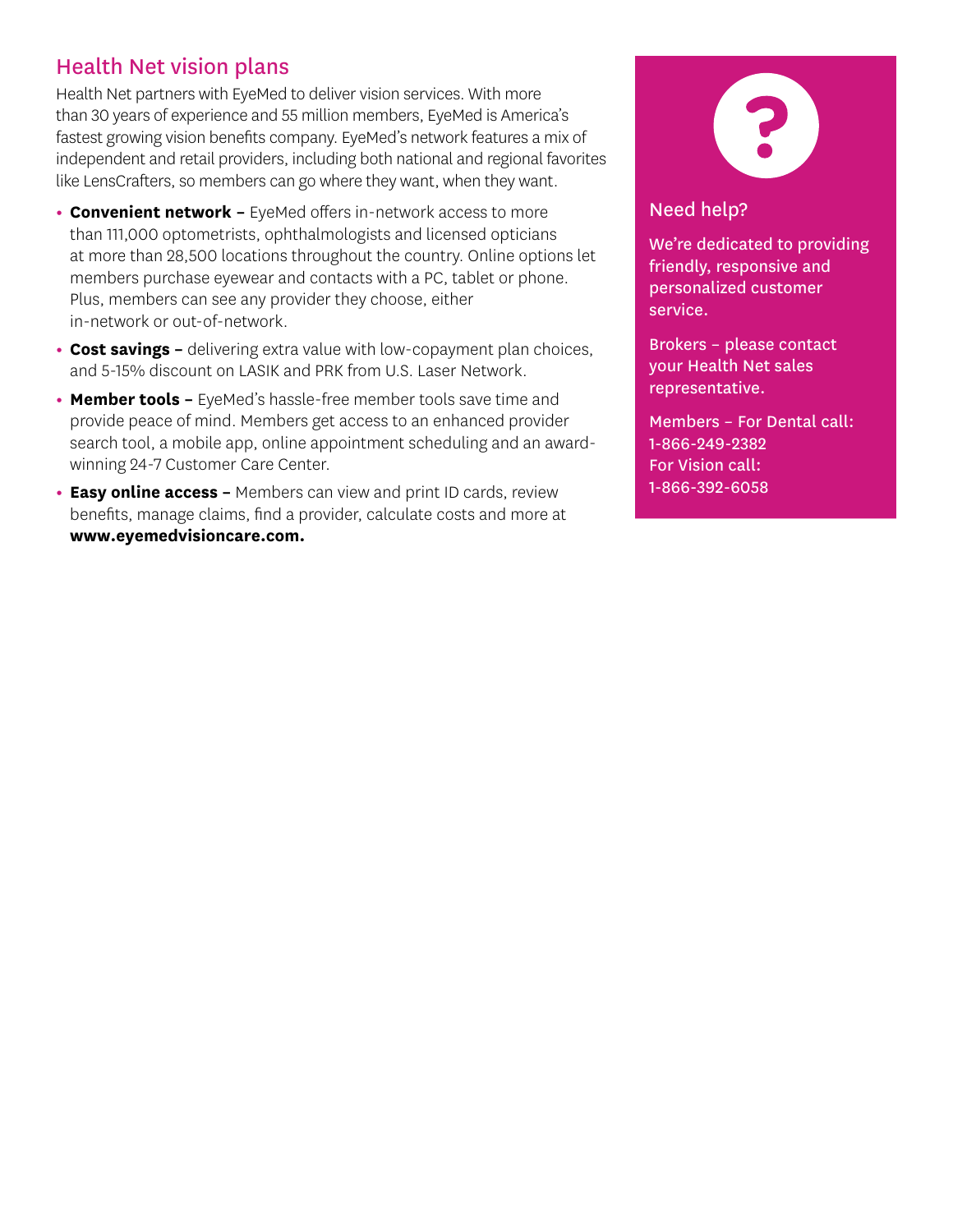## Health Net vision plans

Health Net partners with EyeMed to deliver vision services. With more than 30 years of experience and 55 million members, EyeMed is America's fastest growing vision benefits company. EyeMed's network features a mix of independent and retail providers, including both national and regional favorites like LensCrafters, so members can go where they want, when they want.

- **Convenient network –** EyeMed offers in-network access to more than 111,000 optometrists, ophthalmologists and licensed opticians at more than 28,500 locations throughout the country. Online options let members purchase eyewear and contacts with a PC, tablet or phone. Plus, members can see any provider they choose, either in-network or out-of-network.
- **Cost savings –** delivering extra value with low-copayment plan choices, and 5-15% discount on LASIK and PRK from U.S. Laser Network.
- **Member tools –** EyeMed's hassle-free member tools save time and provide peace of mind. Members get access to an enhanced provider search tool, a mobile app, online appointment scheduling and an award-winning 24-7 Customer Care Center.
- **Easy online access –** Members can view and print ID cards, review benefits, manage claims, find a provider, calculate costs and more at **www.eyemedvisioncare.com.**

### Need help?

We're dedicated to providing friendly, responsive and personalized customer service.

Brokers – please contact your Health Net sales representative.

Members – For Dental call: 1-866-249-2382
For Vision call: 1-866-392-6058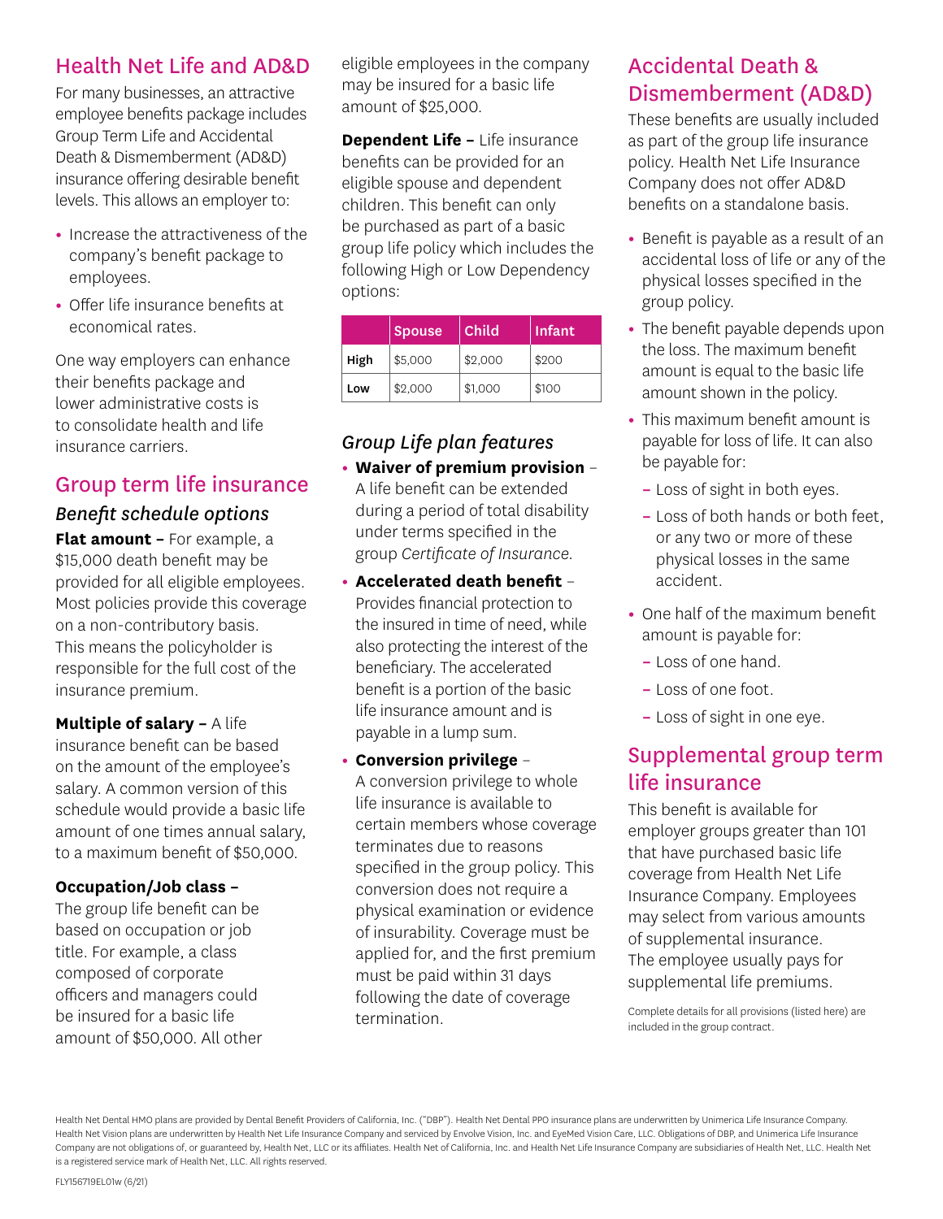## Health Net Life and AD&D

For many businesses, an attractive employee benefits package includes Group Term Life and Accidental Death & Dismemberment (AD&D) insurance offering desirable benefit levels. This allows an employer to:

- Increase the attractiveness of the company's benefit package to employees.
- Offer life insurance benefits at economical rates.

One way employers can enhance their benefits package and lower administrative costs is to consolidate health and life insurance carriers.

## Group term life insurance

### *Benefit schedule options*

**Flat amount –** For example, a $15,000 death benefit may be provided for all eligible employees. Most policies provide this coverage on a non-contributory basis. This means the policyholder is responsible for the full cost of the insurance premium.

**Multiple of salary –** A life insurance benefit can be based on the amount of the employee's salary. A common version of this schedule would provide a basic life amount of one times annual salary, to a maximum benefit of $50,000.

**Occupation/Job class –** The group life benefit can be based on occupation or job title. For example, a class composed of corporate officers and managers could be insured for a basic life amount of $50,000. All other eligible employees in the company may be insured for a basic life amount of $25,000.

**Dependent Life –** Life insurance benefits can be provided for an eligible spouse and dependent children. This benefit can only be purchased as part of a basic group life policy which includes the following High or Low Dependency options:

| | Spouse | Child | Infant |
|---|---|---|---|
| **High** | $5,000 | $2,000 | $200 |
| **Low** | $2,000 | $1,000 | $100 |

### *Group Life plan features*

- **Waiver of premium provision** – A life benefit can be extended during a period of total disability under terms specified in the group *Certificate of Insurance*.
- **Accelerated death benefit** – Provides financial protection to the insured in time of need, while also protecting the interest of the beneficiary. The accelerated benefit is a portion of the basic life insurance amount and is payable in a lump sum.
- **Conversion privilege** – A conversion privilege to whole life insurance is available to certain members whose coverage terminates due to reasons specified in the group policy. This conversion does not require a physical examination or evidence of insurability. Coverage must be applied for, and the first premium must be paid within 31 days following the date of coverage termination.

## Accidental Death & Dismemberment (AD&D)

These benefits are usually included as part of the group life insurance policy. Health Net Life Insurance Company does not offer AD&D benefits on a standalone basis.

- Benefit is payable as a result of an accidental loss of life or any of the physical losses specified in the group policy.
- The benefit payable depends upon the loss. The maximum benefit amount is equal to the basic life amount shown in the policy.
- This maximum benefit amount is payable for loss of life. It can also be payable for:
  - Loss of sight in both eyes.
  - Loss of both hands or both feet, or any two or more of these physical losses in the same accident.
- One half of the maximum benefit amount is payable for:
  - Loss of one hand.
  - Loss of one foot.
  - Loss of sight in one eye.

## Supplemental group term life insurance

This benefit is available for employer groups greater than 101 that have purchased basic life coverage from Health Net Life Insurance Company. Employees may select from various amounts of supplemental insurance. The employee usually pays for supplemental life premiums.

Complete details for all provisions (listed here) are included in the group contract.

Health Net Dental HMO plans are provided by Dental Benefit Providers of California, Inc. ("DBP"). Health Net Dental PPO insurance plans are underwritten by Unimerica Life Insurance Company. Health Net Vision plans are underwritten by Health Net Life Insurance Company and serviced by Envolve Vision, Inc. and EyeMed Vision Care, LLC. Obligations of DBP, and Unimerica Life Insurance Company are not obligations of, or guaranteed by, Health Net, LLC or its affiliates. Health Net of California, Inc. and Health Net Life Insurance Company are subsidiaries of Health Net, LLC. Health Net is a registered service mark of Health Net, LLC. All rights reserved.

FLY156719EL01w (6/21)